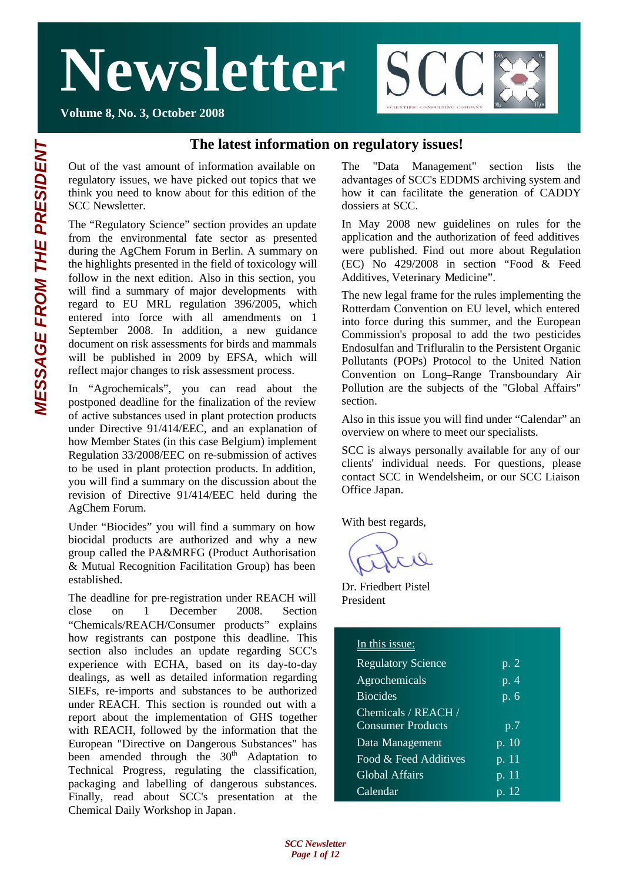# Newsletter

**Volume 8, No. 3, October 2008**

SCC
SCIENTIFIC CONSULTING COMPANY

*MESSAGE FROM THE PRESIDENT*

## The latest information on regulatory issues!

Out of the vast amount of information available on regulatory issues, we have picked out topics that we think you need to know about for this edition of the SCC Newsletter.

The "Regulatory Science" section provides an update from the environmental fate sector as presented during the AgChem Forum in Berlin. A summary on the highlights presented in the field of toxicology will follow in the next edition. Also in this section, you will find a summary of major developments with regard to EU MRL regulation 396/2005, which entered into force with all amendments on 1 September 2008. In addition, a new guidance document on risk assessments for birds and mammals will be published in 2009 by EFSA, which will reflect major changes to risk assessment process.

In "Agrochemicals", you can read about the postponed deadline for the finalization of the review of active substances used in plant protection products under Directive 91/414/EEC, and an explanation of how Member States (in this case Belgium) implement Regulation 33/2008/EEC on re-submission of actives to be used in plant protection products. In addition, you will find a summary on the discussion about the revision of Directive 91/414/EEC held during the AgChem Forum.

Under "Biocides" you will find a summary on how biocidal products are authorized and why a new group called the PA&MRFG (Product Authorisation & Mutual Recognition Facilitation Group) has been established.

The deadline for pre-registration under REACH will close on 1 December 2008. Section "Chemicals/REACH/Consumer products" explains how registrants can postpone this deadline. This section also includes an update regarding SCC's experience with ECHA, based on its day-to-day dealings, as well as detailed information regarding SIEFs, re-imports and substances to be authorized under REACH. This section is rounded out with a report about the implementation of GHS together with REACH, followed by the information that the European "Directive on Dangerous Substances" has been amended through the 30th Adaptation to Technical Progress, regulating the classification, packaging and labelling of dangerous substances. Finally, read about SCC's presentation at the Chemical Daily Workshop in Japan.

The "Data Management" section lists the advantages of SCC's EDDMS archiving system and how it can facilitate the generation of CADDY dossiers at SCC.

In May 2008 new guidelines on rules for the application and the authorization of feed additives were published. Find out more about Regulation (EC) No 429/2008 in section "Food & Feed Additives, Veterinary Medicine".

The new legal frame for the rules implementing the Rotterdam Convention on EU level, which entered into force during this summer, and the European Commission's proposal to add the two pesticides Endosulfan and Trifluralin to the Persistent Organic Pollutants (POPs) Protocol to the United Nation Convention on Long–Range Transboundary Air Pollution are the subjects of the "Global Affairs" section.

Also in this issue you will find under "Calendar" an overview on where to meet our specialists.

SCC is always personally available for any of our clients' individual needs. For questions, please contact SCC in Wendelsheim, or our SCC Liaison Office Japan.

With best regards,

Dr. Friedbert Pistel
President

| In this issue: | |
|---|---|
| Regulatory Science | p. 2 |
| Agrochemicals | p. 4 |
| Biocides | p. 6 |
| Chemicals / REACH / Consumer Products | p.7 |
| Data Management | p. 10 |
| Food & Feed Additives | p. 11 |
| Global Affairs | p. 11 |
| Calendar | p. 12 |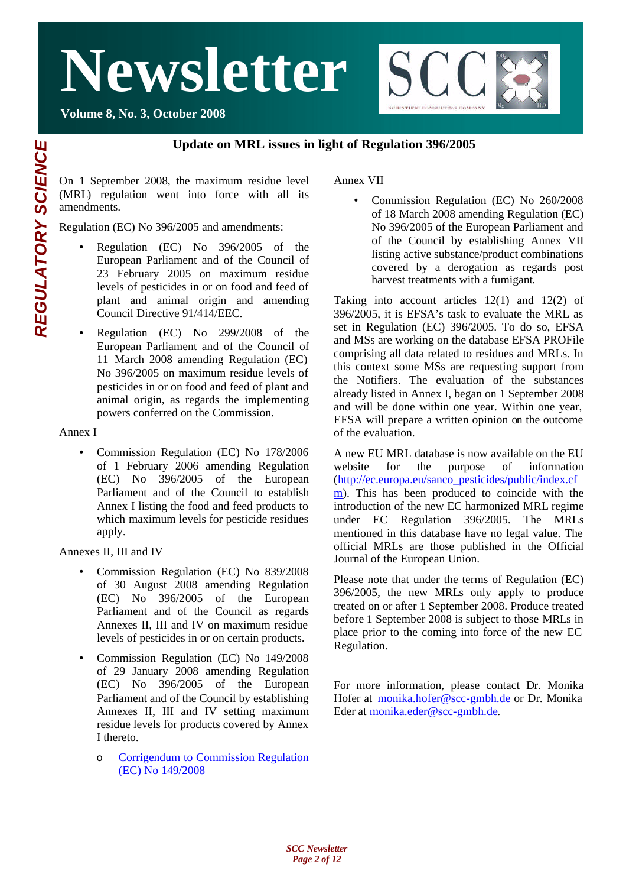Update on MRL issues in light of Regulation 396/2005

REGULATORY SCIENCE

On 1 September 2008, the maximum residue level (MRL) regulation went into force with all its amendments.

Regulation (EC) No 396/2005 and amendments:

- Regulation (EC) No 396/2005 of the European Parliament and of the Council of 23 February 2005 on maximum residue levels of pesticides in or on food and feed of plant and animal origin and amending Council Directive 91/414/EEC.
- Regulation (EC) No 299/2008 of the European Parliament and of the Council of 11 March 2008 amending Regulation (EC) No 396/2005 on maximum residue levels of pesticides in or on food and feed of plant and animal origin, as regards the implementing powers conferred on the Commission.

Annex I

- Commission Regulation (EC) No 178/2006 of 1 February 2006 amending Regulation (EC) No 396/2005 of the European Parliament and of the Council to establish Annex I listing the food and feed products to which maximum levels for pesticide residues apply.

Annexes II, III and IV

- Commission Regulation (EC) No 839/2008 of 30 August 2008 amending Regulation (EC) No 396/2005 of the European Parliament and of the Council as regards Annexes II, III and IV on maximum residue levels of pesticides in or on certain products.
- Commission Regulation (EC) No 149/2008 of 29 January 2008 amending Regulation (EC) No 396/2005 of the European Parliament and of the Council by establishing Annexes II, III and IV setting maximum residue levels for products covered by Annex I thereto.
    - Corrigendum to Commission Regulation (EC) No 149/2008

Annex VII

- Commission Regulation (EC) No 260/2008 of 18 March 2008 amending Regulation (EC) No 396/2005 of the European Parliament and of the Council by establishing Annex VII listing active substance/product combinations covered by a derogation as regards post harvest treatments with a fumigant.

Taking into account articles 12(1) and 12(2) of 396/2005, it is EFSA's task to evaluate the MRL as set in Regulation (EC) 396/2005. To do so, EFSA and MSs are working on the database EFSA PROFile comprising all data related to residues and MRLs. In this context some MSs are requesting support from the Notifiers. The evaluation of the substances already listed in Annex I, began on 1 September 2008 and will be done within one year. Within one year, EFSA will prepare a written opinion on the outcome of the evaluation.

A new EU MRL database is now available on the EU website for the purpose of information (http://ec.europa.eu/sanco_pesticides/public/index.cfm). This has been produced to coincide with the introduction of the new EC harmonized MRL regime under EC Regulation 396/2005. The MRLs mentioned in this database have no legal value. The official MRLs are those published in the Official Journal of the European Union.

Please note that under the terms of Regulation (EC) 396/2005, the new MRLs only apply to produce treated on or after 1 September 2008. Produce treated before 1 September 2008 is subject to those MRLs in place prior to the coming into force of the new EC Regulation.

For more information, please contact Dr. Monika Hofer at monika.hofer@scc-gmbh.de or Dr. Monika Eder at monika.eder@scc-gmbh.de.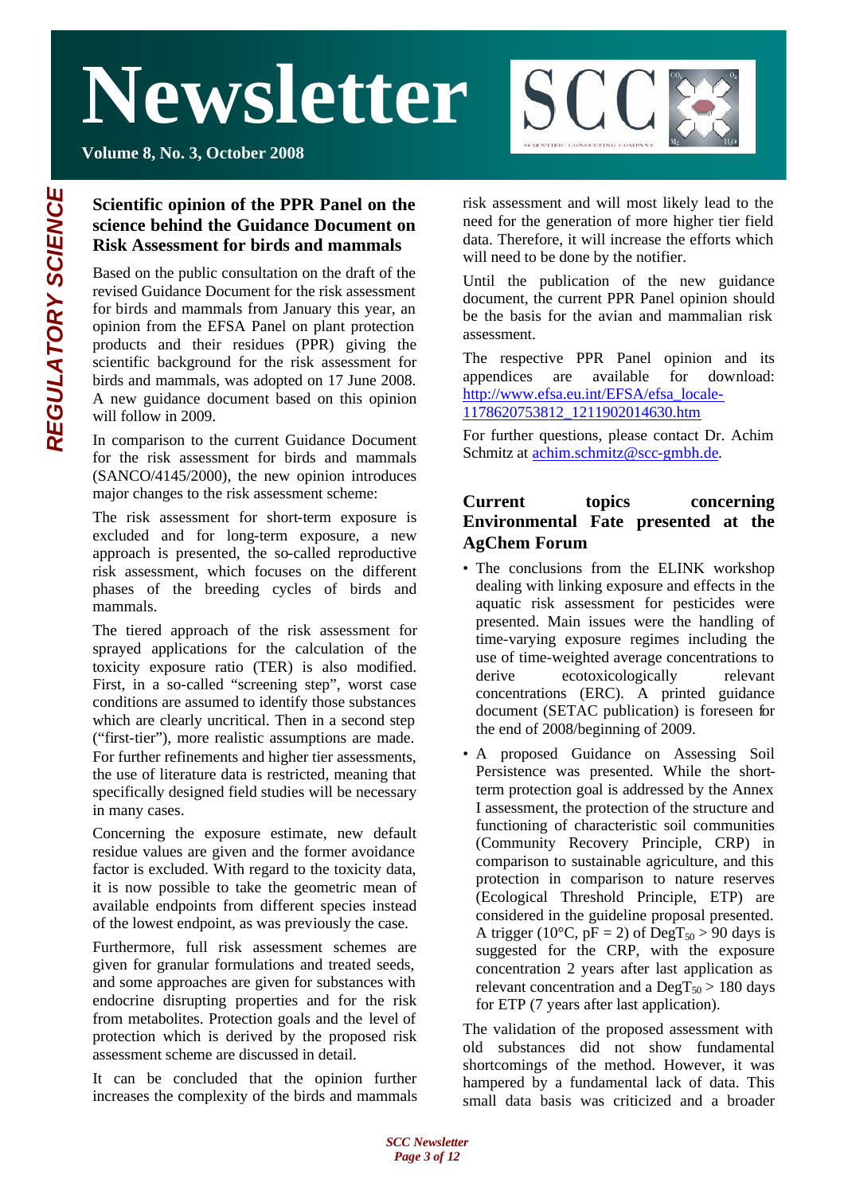# REGULATORY SCIENCE

## Scientific opinion of the PPR Panel on the science behind the Guidance Document on Risk Assessment for birds and mammals

Based on the public consultation on the draft of the revised Guidance Document for the risk assessment for birds and mammals from January this year, an opinion from the EFSA Panel on plant protection products and their residues (PPR) giving the scientific background for the risk assessment for birds and mammals, was adopted on 17 June 2008. A new guidance document based on this opinion will follow in 2009.

In comparison to the current Guidance Document for the risk assessment for birds and mammals (SANCO/4145/2000), the new opinion introduces major changes to the risk assessment scheme:

The risk assessment for short-term exposure is excluded and for long-term exposure, a new approach is presented, the so-called reproductive risk assessment, which focuses on the different phases of the breeding cycles of birds and mammals.

The tiered approach of the risk assessment for sprayed applications for the calculation of the toxicity exposure ratio (TER) is also modified. First, in a so-called "screening step", worst case conditions are assumed to identify those substances which are clearly uncritical. Then in a second step ("first-tier"), more realistic assumptions are made. For further refinements and higher tier assessments, the use of literature data is restricted, meaning that specifically designed field studies will be necessary in many cases.

Concerning the exposure estimate, new default residue values are given and the former avoidance factor is excluded. With regard to the toxicity data, it is now possible to take the geometric mean of available endpoints from different species instead of the lowest endpoint, as was previously the case.

Furthermore, full risk assessment schemes are given for granular formulations and treated seeds, and some approaches are given for substances with endocrine disrupting properties and for the risk from metabolites. Protection goals and the level of protection which is derived by the proposed risk assessment scheme are discussed in detail.

It can be concluded that the opinion further increases the complexity of the birds and mammals risk assessment and will most likely lead to the need for the generation of more higher tier field data. Therefore, it will increase the efforts which will need to be done by the notifier.

Until the publication of the new guidance document, the current PPR Panel opinion should be the basis for the avian and mammalian risk assessment.

The respective PPR Panel opinion and its appendices are available for download: http://www.efsa.eu.int/EFSA/efsa_locale-1178620753812_1211902014630.htm

For further questions, please contact Dr. Achim Schmitz at achim.schmitz@scc-gmbh.de.

## Current topics concerning Environmental Fate presented at the AgChem Forum

- The conclusions from the ELINK workshop dealing with linking exposure and effects in the aquatic risk assessment for pesticides were presented. Main issues were the handling of time-varying exposure regimes including the use of time-weighted average concentrations to derive ecotoxicologically relevant concentrations (ERC). A printed guidance document (SETAC publication) is foreseen for the end of 2008/beginning of 2009.
- A proposed Guidance on Assessing Soil Persistence was presented. While the short-term protection goal is addressed by the Annex I assessment, the protection of the structure and functioning of characteristic soil communities (Community Recovery Principle, CRP) in comparison to sustainable agriculture, and this protection in comparison to nature reserves (Ecological Threshold Principle, ETP) are considered in the guideline proposal presented. A trigger (10°C, pF = 2) of $DegT_{50}$ > 90 days is suggested for the CRP, with the exposure concentration 2 years after last application as relevant concentration and a $DegT_{50}$ > 180 days for ETP (7 years after last application).

The validation of the proposed assessment with old substances did not show fundamental shortcomings of the method. However, it was hampered by a fundamental lack of data. This small data basis was criticized and a broader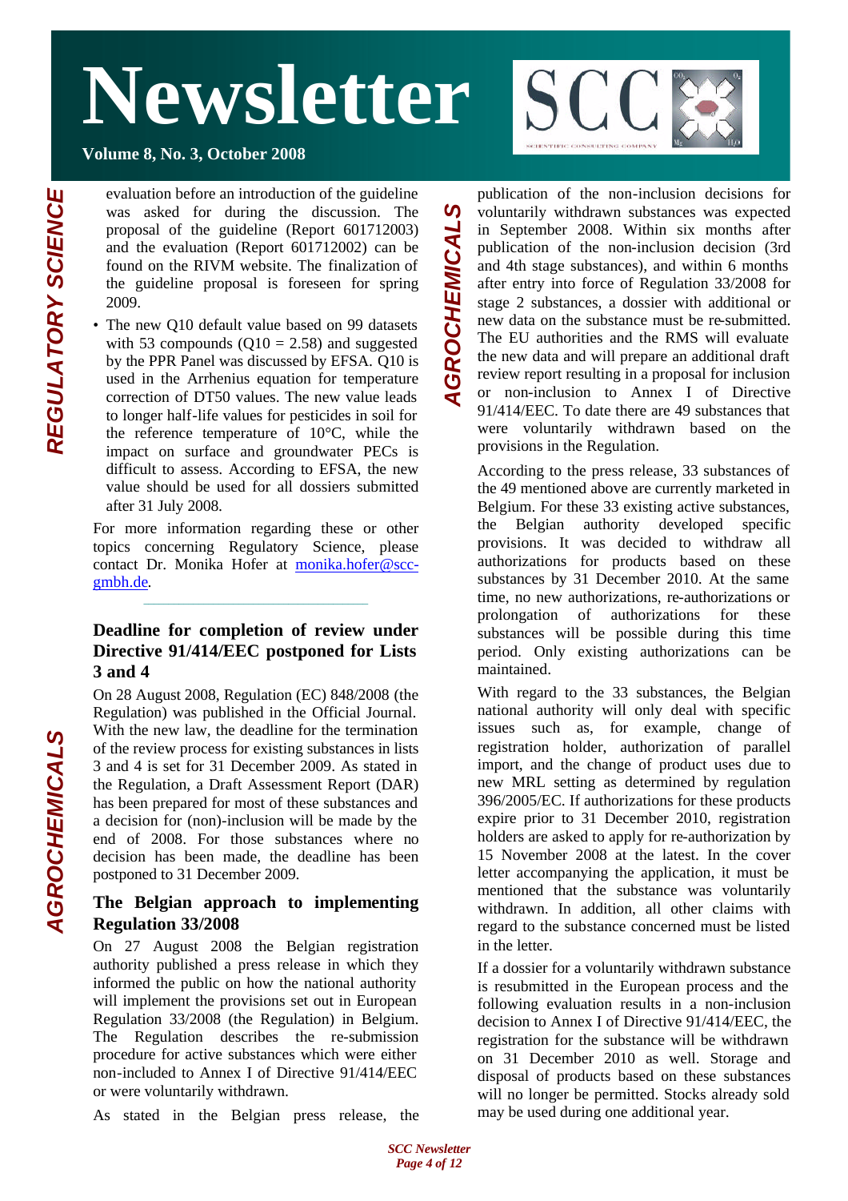evaluation before an introduction of the guideline was asked for during the discussion. The proposal of the guideline (Report 601712003) and the evaluation (Report 601712002) can be found on the RIVM website. The finalization of the guideline proposal is foreseen for spring 2009.

- The new Q10 default value based on 99 datasets with 53 compounds (Q10 = 2.58) and suggested by the PPR Panel was discussed by EFSA. Q10 is used in the Arrhenius equation for temperature correction of DT50 values. The new value leads to longer half-life values for pesticides in soil for the reference temperature of 10°C, while the impact on surface and groundwater PECs is difficult to assess. According to EFSA, the new value should be used for all dossiers submitted after 31 July 2008.

For more information regarding these or other topics concerning Regulatory Science, please contact Dr. Monika Hofer at monika.hofer@scc-gmbh.de.

### Deadline for completion of review under Directive 91/414/EEC postponed for Lists 3 and 4

On 28 August 2008, Regulation (EC) 848/2008 (the Regulation) was published in the Official Journal. With the new law, the deadline for the termination of the review process for existing substances in lists 3 and 4 is set for 31 December 2009. As stated in the Regulation, a Draft Assessment Report (DAR) has been prepared for most of these substances and a decision for (non)-inclusion will be made by the end of 2008. For those substances where no decision has been made, the deadline has been postponed to 31 December 2009.

### The Belgian approach to implementing Regulation 33/2008

On 27 August 2008 the Belgian registration authority published a press release in which they informed the public on how the national authority will implement the provisions set out in European Regulation 33/2008 (the Regulation) in Belgium. The Regulation describes the re-submission procedure for active substances which were either non-included to Annex I of Directive 91/414/EEC or were voluntarily withdrawn.

As stated in the Belgian press release, the publication of the non-inclusion decisions for voluntarily withdrawn substances was expected in September 2008. Within six months after publication of the non-inclusion decision (3rd and 4th stage substances), and within 6 months after entry into force of Regulation 33/2008 for stage 2 substances, a dossier with additional or new data on the substance must be re-submitted. The EU authorities and the RMS will evaluate the new data and will prepare an additional draft review report resulting in a proposal for inclusion or non-inclusion to Annex I of Directive 91/414/EEC. To date there are 49 substances that were voluntarily withdrawn based on the provisions in the Regulation.

According to the press release, 33 substances of the 49 mentioned above are currently marketed in Belgium. For these 33 existing active substances, the Belgian authority developed specific provisions. It was decided to withdraw all authorizations for products based on these substances by 31 December 2010. At the same time, no new authorizations, re-authorizations or prolongation of authorizations for these substances will be possible during this time period. Only existing authorizations can be maintained.

With regard to the 33 substances, the Belgian national authority will only deal with specific issues such as, for example, change of registration holder, authorization of parallel import, and the change of product uses due to new MRL setting as determined by regulation 396/2005/EC. If authorizations for these products expire prior to 31 December 2010, registration holders are asked to apply for re-authorization by 15 November 2008 at the latest. In the cover letter accompanying the application, it must be mentioned that the substance was voluntarily withdrawn. In addition, all other claims with regard to the substance concerned must be listed in the letter.

If a dossier for a voluntarily withdrawn substance is resubmitted in the European process and the following evaluation results in a non-inclusion decision to Annex I of Directive 91/414/EEC, the registration for the substance will be withdrawn on 31 December 2010 as well. Storage and disposal of products based on these substances will no longer be permitted. Stocks already sold may be used during one additional year.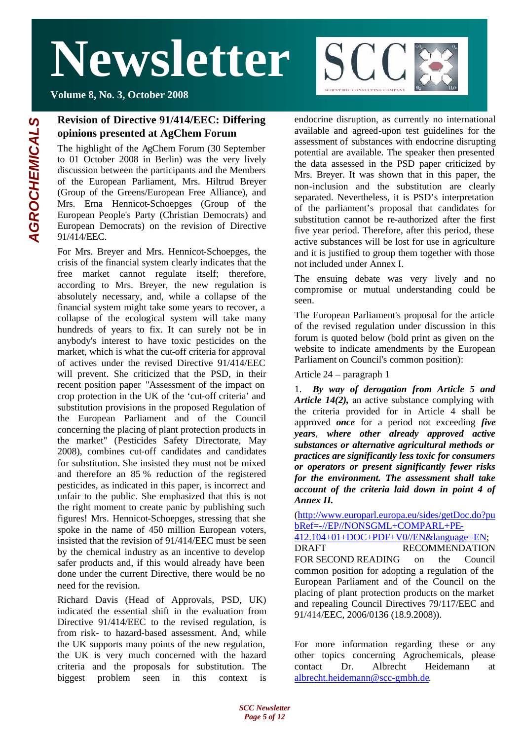# Newsletter

**Volume 8, No. 3, October 2008**

AGROCHEMICALS

## Revision of Directive 91/414/EEC: Differing opinions presented at AgChem Forum

The highlight of the AgChem Forum (30 September to 01 October 2008 in Berlin) was the very lively discussion between the participants and the Members of the European Parliament, Mrs. Hiltrud Breyer (Group of the Greens/European Free Alliance), and Mrs. Erna Hennicot-Schoepges (Group of the European People's Party (Christian Democrats) and European Democrats) on the revision of Directive 91/414/EEC.

For Mrs. Breyer and Mrs. Hennicot-Schoepges, the crisis of the financial system clearly indicates that the free market cannot regulate itself; therefore, according to Mrs. Breyer, the new regulation is absolutely necessary, and, while a collapse of the financial system might take some years to recover, a collapse of the ecological system will take many hundreds of years to fix. It can surely not be in anybody's interest to have toxic pesticides on the market, which is what the cut-off criteria for approval of actives under the revised Directive 91/414/EEC will prevent. She criticized that the PSD, in their recent position paper "Assessment of the impact on crop protection in the UK of the 'cut-off criteria' and substitution provisions in the proposed Regulation of the European Parliament and of the Council concerning the placing of plant protection products in the market" (Pesticides Safety Directorate, May 2008), combines cut-off candidates and candidates for substitution. She insisted they must not be mixed and therefore an 85 % reduction of the registered pesticides, as indicated in this paper, is incorrect and unfair to the public. She emphasized that this is not the right moment to create panic by publishing such figures! Mrs. Hennicot-Schoepges, stressing that she spoke in the name of 450 million European voters, insisted that the revision of 91/414/EEC must be seen by the chemical industry as an incentive to develop safer products and, if this would already have been done under the current Directive, there would be no need for the revision.

Richard Davis (Head of Approvals, PSD, UK) indicated the essential shift in the evaluation from Directive 91/414/EEC to the revised regulation, is from risk- to hazard-based assessment. And, while the UK supports many points of the new regulation, the UK is very much concerned with the hazard criteria and the proposals for substitution. The biggest problem seen in this context is endocrine disruption, as currently no international available and agreed-upon test guidelines for the assessment of substances with endocrine disrupting potential are available. The speaker then presented the data assessed in the PSD paper criticized by Mrs. Breyer. It was shown that in this paper, the non-inclusion and the substitution are clearly separated. Nevertheless, it is PSD's interpretation of the parliament's proposal that candidates for substitution cannot be re-authorized after the first five year period. Therefore, after this period, these active substances will be lost for use in agriculture and it is justified to group them together with those not included under Annex I.

The ensuing debate was very lively and no compromise or mutual understanding could be seen.

The European Parliament's proposal for the article of the revised regulation under discussion in this forum is quoted below (bold print as given on the website to indicate amendments by the European Parliament on Council's common position):

Article 24 – paragraph 1

1. ***By way of derogation from Article 5 and Article 14(2),*** an active substance complying with the criteria provided for in Article 4 shall be approved ***once*** for a period not exceeding ***five years***, ***where other already approved active substances or alternative agricultural methods or practices are significantly less toxic for consumers or operators or present significantly fewer risks for the environment. The assessment shall take account of the criteria laid down in point 4 of Annex II.***

(http://www.europarl.europa.eu/sides/getDoc.do?pubRef=-//EP//NONSGML+COMPARL+PE-412.104+01+DOC+PDF+V0//EN&language=EN; DRAFT RECOMMENDATION FOR SECOND READING on the Council common position for adopting a regulation of the European Parliament and of the Council on the placing of plant protection products on the market and repealing Council Directives 79/117/EEC and 91/414/EEC, 2006/0136 (18.9.2008)).

For more information regarding these or any other topics concerning Agrochemicals, please contact Dr. Albrecht Heidemann at albrecht.heidemann@scc-gmbh.de.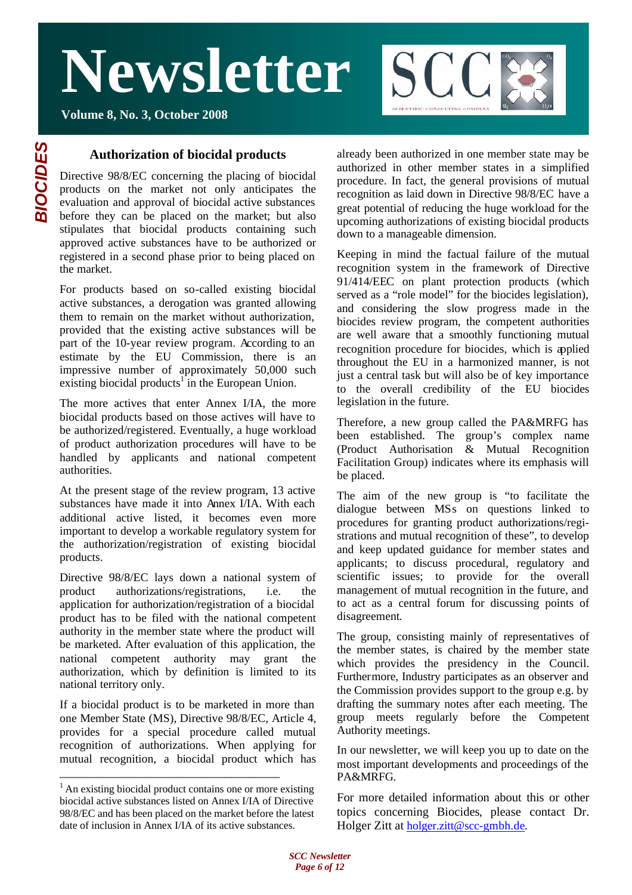# Newsletter

**Volume 8, No. 3, October 2008**

***BIOCIDES***

## Authorization of biocidal products

Directive 98/8/EC concerning the placing of biocidal products on the market not only anticipates the evaluation and approval of biocidal active substances before they can be placed on the market; but also stipulates that biocidal products containing such approved active substances have to be authorized or registered in a second phase prior to being placed on the market.

For products based on so-called existing biocidal active substances, a derogation was granted allowing them to remain on the market without authorization, provided that the existing active substances will be part of the 10-year review program. According to an estimate by the EU Commission, there is an impressive number of approximately 50,000 such existing biocidal products[1] in the European Union.

The more actives that enter Annex I/IA, the more biocidal products based on those actives will have to be authorized/registered. Eventually, a huge workload of product authorization procedures will have to be handled by applicants and national competent authorities.

At the present stage of the review program, 13 active substances have made it into Annex I/IA. With each additional active listed, it becomes even more important to develop a workable regulatory system for the authorization/registration of existing biocidal products.

Directive 98/8/EC lays down a national system of product authorizations/registrations, i.e. the application for authorization/registration of a biocidal product has to be filed with the national competent authority in the member state where the product will be marketed. After evaluation of this application, the national competent authority may grant the authorization, which by definition is limited to its national territory only.

If a biocidal product is to be marketed in more than one Member State (MS), Directive 98/8/EC, Article 4, provides for a special procedure called mutual recognition of authorizations. When applying for mutual recognition, a biocidal product which has already been authorized in one member state may be authorized in other member states in a simplified procedure. In fact, the general provisions of mutual recognition as laid down in Directive 98/8/EC have a great potential of reducing the huge workload for the upcoming authorizations of existing biocidal products down to a manageable dimension.

Keeping in mind the factual failure of the mutual recognition system in the framework of Directive 91/414/EEC on plant protection products (which served as a "role model" for the biocides legislation), and considering the slow progress made in the biocides review program, the competent authorities are well aware that a smoothly functioning mutual recognition procedure for biocides, which is applied throughout the EU in a harmonized manner, is not just a central task but will also be of key importance to the overall credibility of the EU biocides legislation in the future.

Therefore, a new group called the PA&MRFG has been established. The group's complex name (Product Authorisation & Mutual Recognition Facilitation Group) indicates where its emphasis will be placed.

The aim of the new group is "to facilitate the dialogue between MSs on questions linked to procedures for granting product authorizations/registrations and mutual recognition of these", to develop and keep updated guidance for member states and applicants; to discuss procedural, regulatory and scientific issues; to provide for the overall management of mutual recognition in the future, and to act as a central forum for discussing points of disagreement.

The group, consisting mainly of representatives of the member states, is chaired by the member state which provides the presidency in the Council. Furthermore, Industry participates as an observer and the Commission provides support to the group e.g. by drafting the summary notes after each meeting. The group meets regularly before the Competent Authority meetings.

In our newsletter, we will keep you up to date on the most important developments and proceedings of the PA&MRFG.

For more detailed information about this or other topics concerning Biocides, please contact Dr. Holger Zitt at holger.zitt@scc-gmbh.de.

---

[1] An existing biocidal product contains one or more existing biocidal active substances listed on Annex I/IA of Directive 98/8/EC and has been placed on the market before the latest date of inclusion in Annex I/IA of its active substances.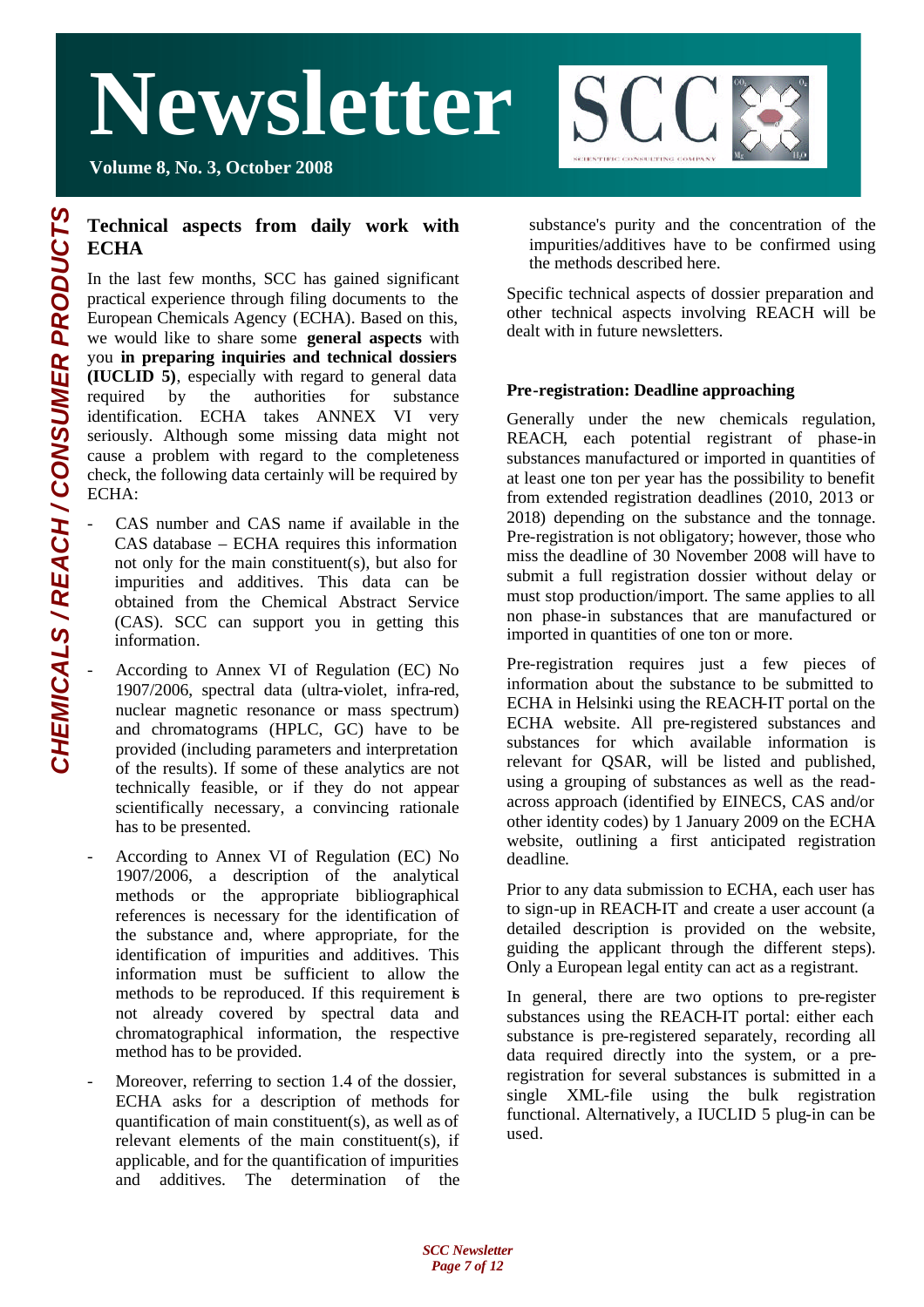## Technical aspects from daily work with ECHA

In the last few months, SCC has gained significant practical experience through filing documents to the European Chemicals Agency (ECHA). Based on this, we would like to share some **general aspects** with you **in preparing inquiries and technical dossiers (IUCLID 5)**, especially with regard to general data required by the authorities for substance identification. ECHA takes ANNEX VI very seriously. Although some missing data might not cause a problem with regard to the completeness check, the following data certainly will be required by ECHA:

- CAS number and CAS name if available in the CAS database – ECHA requires this information not only for the main constituent(s), but also for impurities and additives. This data can be obtained from the Chemical Abstract Service (CAS). SCC can support you in getting this information.
- According to Annex VI of Regulation (EC) No 1907/2006, spectral data (ultra-violet, infra-red, nuclear magnetic resonance or mass spectrum) and chromatograms (HPLC, GC) have to be provided (including parameters and interpretation of the results). If some of these analytics are not technically feasible, or if they do not appear scientifically necessary, a convincing rationale has to be presented.
- According to Annex VI of Regulation (EC) No 1907/2006, a description of the analytical methods or the appropriate bibliographical references is necessary for the identification of the substance and, where appropriate, for the identification of impurities and additives. This information must be sufficient to allow the methods to be reproduced. If this requirement is not already covered by spectral data and chromatographical information, the respective method has to be provided.
- Moreover, referring to section 1.4 of the dossier, ECHA asks for a description of methods for quantification of main constituent(s), as well as of relevant elements of the main constituent(s), if applicable, and for the quantification of impurities and additives. The determination of the substance's purity and the concentration of the impurities/additives have to be confirmed using the methods described here.

Specific technical aspects of dossier preparation and other technical aspects involving REACH will be dealt with in future newsletters.

## Pre-registration: Deadline approaching

Generally under the new chemicals regulation, REACH, each potential registrant of phase-in substances manufactured or imported in quantities of at least one ton per year has the possibility to benefit from extended registration deadlines (2010, 2013 or 2018) depending on the substance and the tonnage. Pre-registration is not obligatory; however, those who miss the deadline of 30 November 2008 will have to submit a full registration dossier without delay or must stop production/import. The same applies to all non phase-in substances that are manufactured or imported in quantities of one ton or more.

Pre-registration requires just a few pieces of information about the substance to be submitted to ECHA in Helsinki using the REACH-IT portal on the ECHA website. All pre-registered substances and substances for which available information is relevant for QSAR, will be listed and published, using a grouping of substances as well as the read-across approach (identified by EINECS, CAS and/or other identity codes) by 1 January 2009 on the ECHA website, outlining a first anticipated registration deadline.

Prior to any data submission to ECHA, each user has to sign-up in REACH-IT and create a user account (a detailed description is provided on the website, guiding the applicant through the different steps). Only a European legal entity can act as a registrant.

In general, there are two options to pre-register substances using the REACH-IT portal: either each substance is pre-registered separately, recording all data required directly into the system, or a pre-registration for several substances is submitted in a single XML-file using the bulk registration functional. Alternatively, a IUCLID 5 plug-in can be used.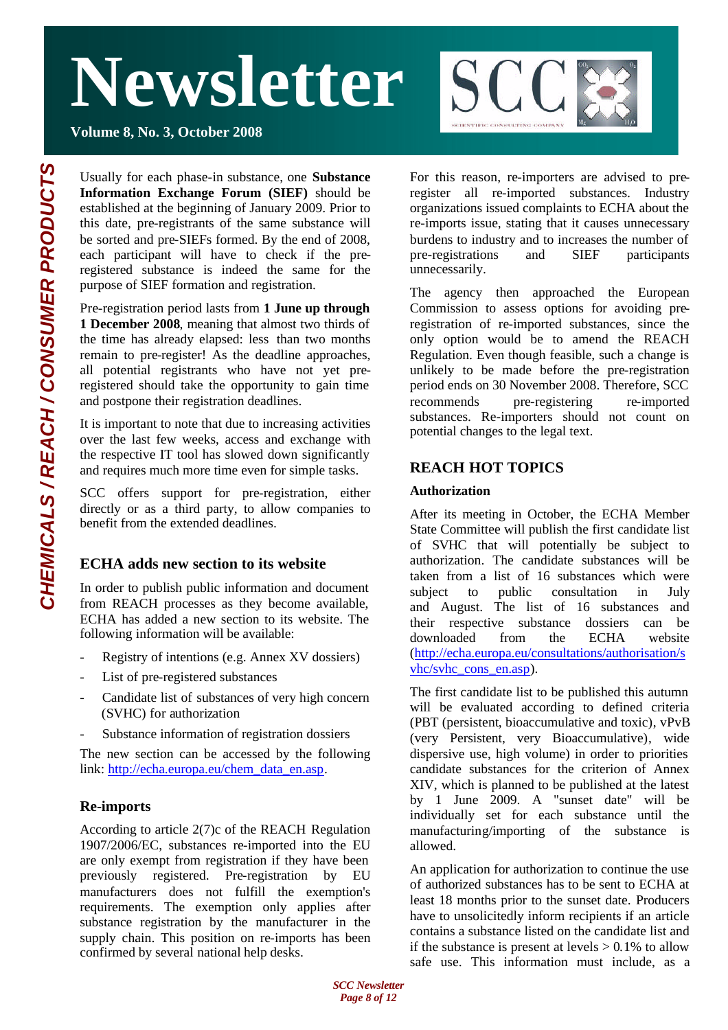Usually for each phase-in substance, one **Substance Information Exchange Forum (SIEF)** should be established at the beginning of January 2009. Prior to this date, pre-registrants of the same substance will be sorted and pre-SIEFs formed. By the end of 2008, each participant will have to check if the pre-registered substance is indeed the same for the purpose of SIEF formation and registration.

Pre-registration period lasts from **1 June up through 1 December 2008**, meaning that almost two thirds of the time has already elapsed: less than two months remain to pre-register! As the deadline approaches, all potential registrants who have not yet pre-registered should take the opportunity to gain time and postpone their registration deadlines.

It is important to note that due to increasing activities over the last few weeks, access and exchange with the respective IT tool has slowed down significantly and requires much more time even for simple tasks.

SCC offers support for pre-registration, either directly or as a third party, to allow companies to benefit from the extended deadlines.

## ECHA adds new section to its website

In order to publish public information and document from REACH processes as they become available, ECHA has added a new section to its website. The following information will be available:

- Registry of intentions (e.g. Annex XV dossiers)
- List of pre-registered substances
- Candidate list of substances of very high concern (SVHC) for authorization
- Substance information of registration dossiers

The new section can be accessed by the following link: http://echa.europa.eu/chem_data_en.asp.

## Re-imports

According to article 2(7)c of the REACH Regulation 1907/2006/EC, substances re-imported into the EU are only exempt from registration if they have been previously registered. Pre-registration by EU manufacturers does not fulfill the exemption's requirements. The exemption only applies after substance registration by the manufacturer in the supply chain. This position on re-imports has been confirmed by several national help desks.

For this reason, re-importers are advised to pre-register all re-imported substances. Industry organizations issued complaints to ECHA about the re-imports issue, stating that it causes unnecessary burdens to industry and to increases the number of pre-registrations and SIEF participants unnecessarily.

The agency then approached the European Commission to assess options for avoiding pre-registration of re-imported substances, since the only option would be to amend the REACH Regulation. Even though feasible, such a change is unlikely to be made before the pre-registration period ends on 30 November 2008. Therefore, SCC recommends pre-registering re-imported substances. Re-importers should not count on potential changes to the legal text.

## REACH HOT TOPICS

### Authorization

After its meeting in October, the ECHA Member State Committee will publish the first candidate list of SVHC that will potentially be subject to authorization. The candidate substances will be taken from a list of 16 substances which were subject to public consultation in July and August. The list of 16 substances and their respective substance dossiers can be downloaded from the ECHA website (http://echa.europa.eu/consultations/authorisation/svhc/svhc_cons_en.asp).

The first candidate list to be published this autumn will be evaluated according to defined criteria (PBT (persistent, bioaccumulative and toxic), vPvB (very Persistent, very Bioaccumulative), wide dispersive use, high volume) in order to priorities candidate substances for the criterion of Annex XIV, which is planned to be published at the latest by 1 June 2009. A "sunset date" will be individually set for each substance until the manufacturing/importing of the substance is allowed.

An application for authorization to continue the use of authorized substances has to be sent to ECHA at least 18 months prior to the sunset date. Producers have to unsolicitedly inform recipients if an article contains a substance listed on the candidate list and if the substance is present at levels > 0.1% to allow safe use. This information must include, as a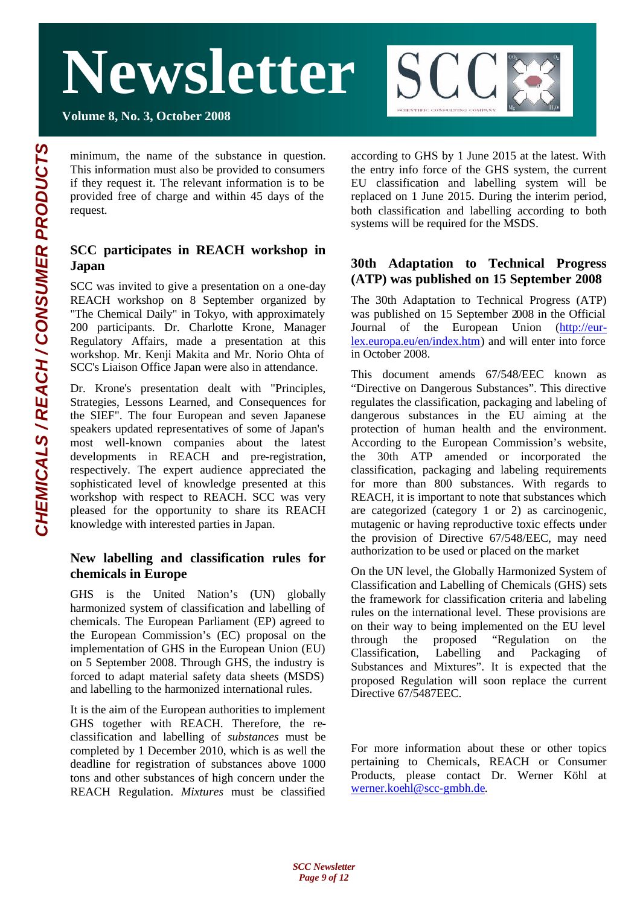minimum, the name of the substance in question. This information must also be provided to consumers if they request it. The relevant information is to be provided free of charge and within 45 days of the request.

## SCC participates in REACH workshop in Japan

SCC was invited to give a presentation on a one-day REACH workshop on 8 September organized by "The Chemical Daily" in Tokyo, with approximately 200 participants. Dr. Charlotte Krone, Manager Regulatory Affairs, made a presentation at this workshop. Mr. Kenji Makita and Mr. Norio Ohta of SCC's Liaison Office Japan were also in attendance.

Dr. Krone's presentation dealt with "Principles, Strategies, Lessons Learned, and Consequences for the SIEF". The four European and seven Japanese speakers updated representatives of some of Japan's most well-known companies about the latest developments in REACH and pre-registration, respectively. The expert audience appreciated the sophisticated level of knowledge presented at this workshop with respect to REACH. SCC was very pleased for the opportunity to share its REACH knowledge with interested parties in Japan.

## New labelling and classification rules for chemicals in Europe

GHS is the United Nation's (UN) globally harmonized system of classification and labelling of chemicals. The European Parliament (EP) agreed to the European Commission's (EC) proposal on the implementation of GHS in the European Union (EU) on 5 September 2008. Through GHS, the industry is forced to adapt material safety data sheets (MSDS) and labelling to the harmonized international rules.

It is the aim of the European authorities to implement GHS together with REACH. Therefore, the re-classification and labelling of *substances* must be completed by 1 December 2010, which is as well the deadline for registration of substances above 1000 tons and other substances of high concern under the REACH Regulation. *Mixtures* must be classified according to GHS by 1 June 2015 at the latest. With the entry info force of the GHS system, the current EU classification and labelling system will be replaced on 1 June 2015. During the interim period, both classification and labelling according to both systems will be required for the MSDS.

## 30th Adaptation to Technical Progress (ATP) was published on 15 September 2008

The 30th Adaptation to Technical Progress (ATP) was published on 15 September 2008 in the Official Journal of the European Union (http://eur-lex.europa.eu/en/index.htm) and will enter into force in October 2008.

This document amends 67/548/EEC known as "Directive on Dangerous Substances". This directive regulates the classification, packaging and labeling of dangerous substances in the EU aiming at the protection of human health and the environment. According to the European Commission's website, the 30th ATP amended or incorporated the classification, packaging and labeling requirements for more than 800 substances. With regards to REACH, it is important to note that substances which are categorized (category 1 or 2) as carcinogenic, mutagenic or having reproductive toxic effects under the provision of Directive 67/548/EEC, may need authorization to be used or placed on the market

On the UN level, the Globally Harmonized System of Classification and Labelling of Chemicals (GHS) sets the framework for classification criteria and labeling rules on the international level. These provisions are on their way to being implemented on the EU level through the proposed "Regulation on the Classification, Labelling and Packaging of Substances and Mixtures". It is expected that the proposed Regulation will soon replace the current Directive 67/5487EEC.

For more information about these or other topics pertaining to Chemicals, REACH or Consumer Products, please contact Dr. Werner Köhl at werner.koehl@scc-gmbh.de.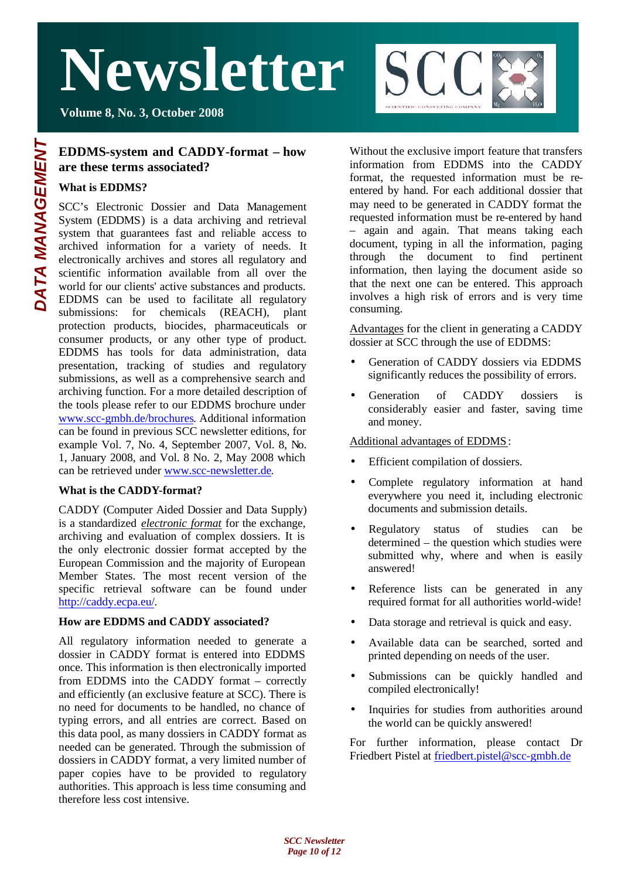# Newsletter

**Volume 8, No. 3, October 2008**

*DATA MANAGEMENT*

## EDDMS-system and CADDY-format – how are these terms associated?

### What is EDDMS?

SCC's Electronic Dossier and Data Management System (EDDMS) is a data archiving and retrieval system that guarantees fast and reliable access to archived information for a variety of needs. It electronically archives and stores all regulatory and scientific information available from all over the world for our clients' active substances and products. EDDMS can be used to facilitate all regulatory submissions: for chemicals (REACH), plant protection products, biocides, pharmaceuticals or consumer products, or any other type of product. EDDMS has tools for data administration, data presentation, tracking of studies and regulatory submissions, as well as a comprehensive search and archiving function. For a more detailed description of the tools please refer to our EDDMS brochure under www.scc-gmbh.de/brochures. Additional information can be found in previous SCC newsletter editions, for example Vol. 7, No. 4, September 2007, Vol. 8, No. 1, January 2008, and Vol. 8 No. 2, May 2008 which can be retrieved under www.scc-newsletter.de.

### What is the CADDY-format?

CADDY (Computer Aided Dossier and Data Supply) is a standardized *electronic format* for the exchange, archiving and evaluation of complex dossiers. It is the only electronic dossier format accepted by the European Commission and the majority of European Member States. The most recent version of the specific retrieval software can be found under http://caddy.ecpa.eu/.

### How are EDDMS and CADDY associated?

All regulatory information needed to generate a dossier in CADDY format is entered into EDDMS once. This information is then electronically imported from EDDMS into the CADDY format – correctly and efficiently (an exclusive feature at SCC). There is no need for documents to be handled, no chance of typing errors, and all entries are correct. Based on this data pool, as many dossiers in CADDY format as needed can be generated. Through the submission of dossiers in CADDY format, a very limited number of paper copies have to be provided to regulatory authorities. This approach is less time consuming and therefore less cost intensive.

Without the exclusive import feature that transfers information from EDDMS into the CADDY format, the requested information must be re-entered by hand. For each additional dossier that may need to be generated in CADDY format the requested information must be re-entered by hand – again and again. That means taking each document, typing in all the information, paging through the document to find pertinent information, then laying the document aside so that the next one can be entered. This approach involves a high risk of errors and is very time consuming.

Advantages for the client in generating a CADDY dossier at SCC through the use of EDDMS:

- Generation of CADDY dossiers via EDDMS significantly reduces the possibility of errors.
- Generation of CADDY dossiers is considerably easier and faster, saving time and money.

Additional advantages of EDDMS:

- Efficient compilation of dossiers.
- Complete regulatory information at hand everywhere you need it, including electronic documents and submission details.
- Regulatory status of studies can be determined – the question which studies were submitted why, where and when is easily answered!
- Reference lists can be generated in any required format for all authorities world-wide!
- Data storage and retrieval is quick and easy.
- Available data can be searched, sorted and printed depending on needs of the user.
- Submissions can be quickly handled and compiled electronically!
- Inquiries for studies from authorities around the world can be quickly answered!

For further information, please contact Dr Friedbert Pistel at friedbert.pistel@scc-gmbh.de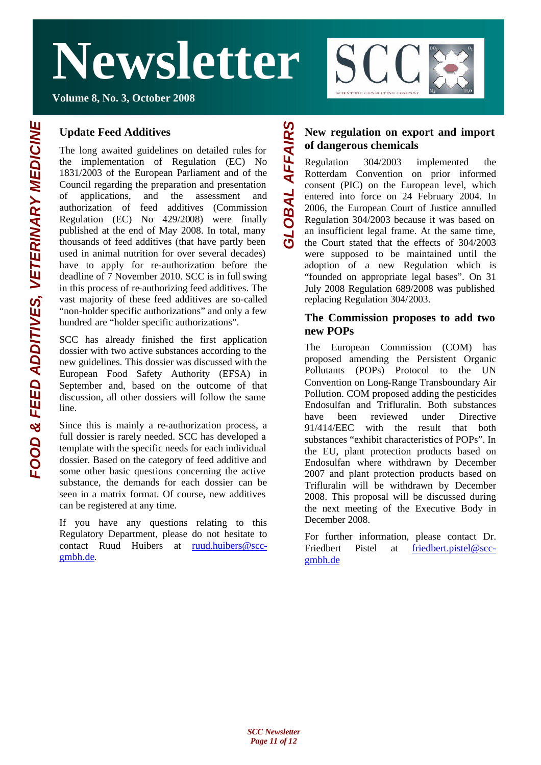# Newsletter

**Volume 8, No. 3, October 2008**

*FOOD & FEED ADDITIVES, VETERINARY MEDICINE*

## Update Feed Additives

The long awaited guidelines on detailed rules for the implementation of Regulation (EC) No 1831/2003 of the European Parliament and of the Council regarding the preparation and presentation of applications, and the assessment and authorization of feed additives (Commission Regulation (EC) No 429/2008) were finally published at the end of May 2008. In total, many thousands of feed additives (that have partly been used in animal nutrition for over several decades) have to apply for re-authorization before the deadline of 7 November 2010. SCC is in full swing in this process of re-authorizing feed additives. The vast majority of these feed additives are so-called "non-holder specific authorizations" and only a few hundred are "holder specific authorizations".

SCC has already finished the first application dossier with two active substances according to the new guidelines. This dossier was discussed with the European Food Safety Authority (EFSA) in September and, based on the outcome of that discussion, all other dossiers will follow the same line.

Since this is mainly a re-authorization process, a full dossier is rarely needed. SCC has developed a template with the specific needs for each individual dossier. Based on the category of feed additive and some other basic questions concerning the active substance, the demands for each dossier can be seen in a matrix format. Of course, new additives can be registered at any time.

If you have any questions relating to this Regulatory Department, please do not hesitate to contact Ruud Huibers at ruud.huibers@scc-gmbh.de.

*GLOBAL AFFAIRS*

## New regulation on export and import of dangerous chemicals

Regulation 304/2003 implemented the Rotterdam Convention on prior informed consent (PIC) on the European level, which entered into force on 24 February 2004. In 2006, the European Court of Justice annulled Regulation 304/2003 because it was based on an insufficient legal frame. At the same time, the Court stated that the effects of 304/2003 were supposed to be maintained until the adoption of a new Regulation which is "founded on appropriate legal bases". On 31 July 2008 Regulation 689/2008 was published replacing Regulation 304/2003.

## The Commission proposes to add two new POPs

The European Commission (COM) has proposed amending the Persistent Organic Pollutants (POPs) Protocol to the UN Convention on Long-Range Transboundary Air Pollution. COM proposed adding the pesticides Endosulfan and Trifluralin. Both substances have been reviewed under Directive 91/414/EEC with the result that both substances "exhibit characteristics of POPs". In the EU, plant protection products based on Endosulfan where withdrawn by December 2007 and plant protection products based on Trifluralin will be withdrawn by December 2008. This proposal will be discussed during the next meeting of the Executive Body in December 2008.

For further information, please contact Dr. Friedbert Pistel at friedbert.pistel@scc-gmbh.de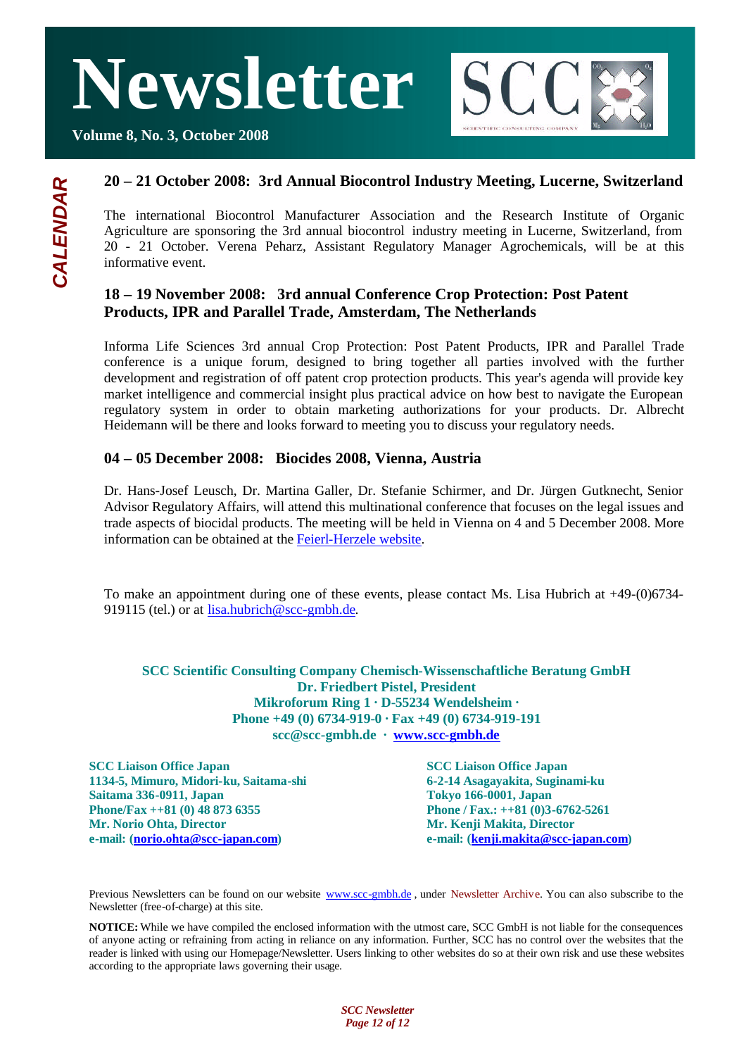CALENDAR

## 20 – 21 October 2008: 3rd Annual Biocontrol Industry Meeting, Lucerne, Switzerland

The international Biocontrol Manufacturer Association and the Research Institute of Organic Agriculture are sponsoring the 3rd annual biocontrol industry meeting in Lucerne, Switzerland, from 20 - 21 October. Verena Peharz, Assistant Regulatory Manager Agrochemicals, will be at this informative event.

## 18 – 19 November 2008: 3rd annual Conference Crop Protection: Post Patent Products, IPR and Parallel Trade, Amsterdam, The Netherlands

Informa Life Sciences 3rd annual Crop Protection: Post Patent Products, IPR and Parallel Trade conference is a unique forum, designed to bring together all parties involved with the further development and registration of off patent crop protection products. This year's agenda will provide key market intelligence and commercial insight plus practical advice on how best to navigate the European regulatory system in order to obtain marketing authorizations for your products. Dr. Albrecht Heidemann will be there and looks forward to meeting you to discuss your regulatory needs.

## 04 – 05 December 2008: Biocides 2008, Vienna, Austria

Dr. Hans-Josef Leusch, Dr. Martina Galler, Dr. Stefanie Schirmer, and Dr. Jürgen Gutknecht, Senior Advisor Regulatory Affairs, will attend this multinational conference that focuses on the legal issues and trade aspects of biocidal products. The meeting will be held in Vienna on 4 and 5 December 2008. More information can be obtained at the Feierl-Herzele website.

To make an appointment during one of these events, please contact Ms. Lisa Hubrich at +49-(0)6734-919115 (tel.) or at lisa.hubrich@scc-gmbh.de.

**SCC Scientific Consulting Company Chemisch-Wissenschaftliche Beratung GmbH**
**Dr. Friedbert Pistel, President**
**Mikroforum Ring 1 · D-55234 Wendelsheim ·**
**Phone +49 (0) 6734-919-0 · Fax +49 (0) 6734-919-191**
**scc@scc-gmbh.de · www.scc-gmbh.de**

**SCC Liaison Office Japan**
**1134-5, Mimuro, Midori-ku, Saitama-shi**
**Saitama 336-0911, Japan**
**Phone/Fax ++81 (0) 48 873 6355**
**Mr. Norio Ohta, Director**
**e-mail: (norio.ohta@scc-japan.com)**

**SCC Liaison Office Japan**
**6-2-14 Asagayakita, Suginami-ku**
**Tokyo 166-0001, Japan**
**Phone / Fax.: ++81 (0)3-6762-5261**
**Mr. Kenji Makita, Director**
**e-mail: (kenji.makita@scc-japan.com)**

Previous Newsletters can be found on our website www.scc-gmbh.de , under Newsletter Archive. You can also subscribe to the Newsletter (free-of-charge) at this site.

**NOTICE:** While we have compiled the enclosed information with the utmost care, SCC GmbH is not liable for the consequences of anyone acting or refraining from acting in reliance on any information. Further, SCC has no control over the websites that the reader is linked with using our Homepage/Newsletter. Users linking to other websites do so at their own risk and use these websites according to the appropriate laws governing their usage.